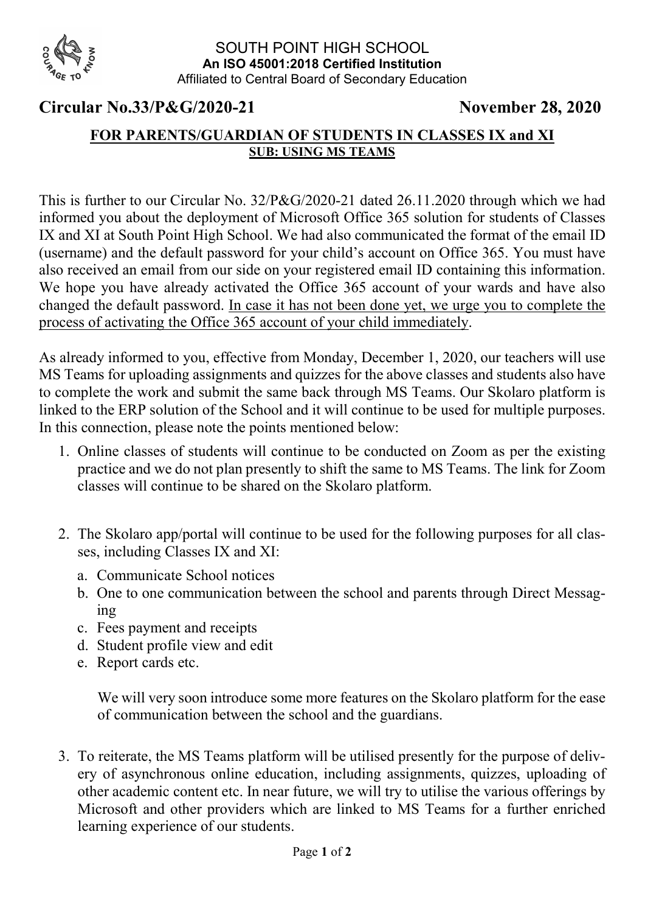SOUTH POINT HIGH SCHOOL
**An ISO 45001:2018 Certified Institution**
Affiliated to Central Board of Secondary Education

**Circular No.33/P&G/2020-21** **November 28, 2020**

## FOR PARENTS/GUARDIAN OF STUDENTS IN CLASSES IX and XI

### SUB: USING MS TEAMS

This is further to our Circular No. 32/P&G/2020-21 dated 26.11.2020 through which we had informed you about the deployment of Microsoft Office 365 solution for students of Classes IX and XI at South Point High School. We had also communicated the format of the email ID (username) and the default password for your child's account on Office 365. You must have also received an email from our side on your registered email ID containing this information. We hope you have already activated the Office 365 account of your wards and have also changed the default password. In case it has not been done yet, we urge you to complete the process of activating the Office 365 account of your child immediately.

As already informed to you, effective from Monday, December 1, 2020, our teachers will use MS Teams for uploading assignments and quizzes for the above classes and students also have to complete the work and submit the same back through MS Teams. Our Skolaro platform is linked to the ERP solution of the School and it will continue to be used for multiple purposes. In this connection, please note the points mentioned below:

1. Online classes of students will continue to be conducted on Zoom as per the existing practice and we do not plan presently to shift the same to MS Teams. The link for Zoom classes will continue to be shared on the Skolaro platform.

2. The Skolaro app/portal will continue to be used for the following purposes for all classes, including Classes IX and XI:
   a. Communicate School notices
   b. One to one communication between the school and parents through Direct Messaging
   c. Fees payment and receipts
   d. Student profile view and edit
   e. Report cards etc.

   We will very soon introduce some more features on the Skolaro platform for the ease of communication between the school and the guardians.

3. To reiterate, the MS Teams platform will be utilised presently for the purpose of delivery of asynchronous online education, including assignments, quizzes, uploading of other academic content etc. In near future, we will try to utilise the various offerings by Microsoft and other providers which are linked to MS Teams for a further enriched learning experience of our students.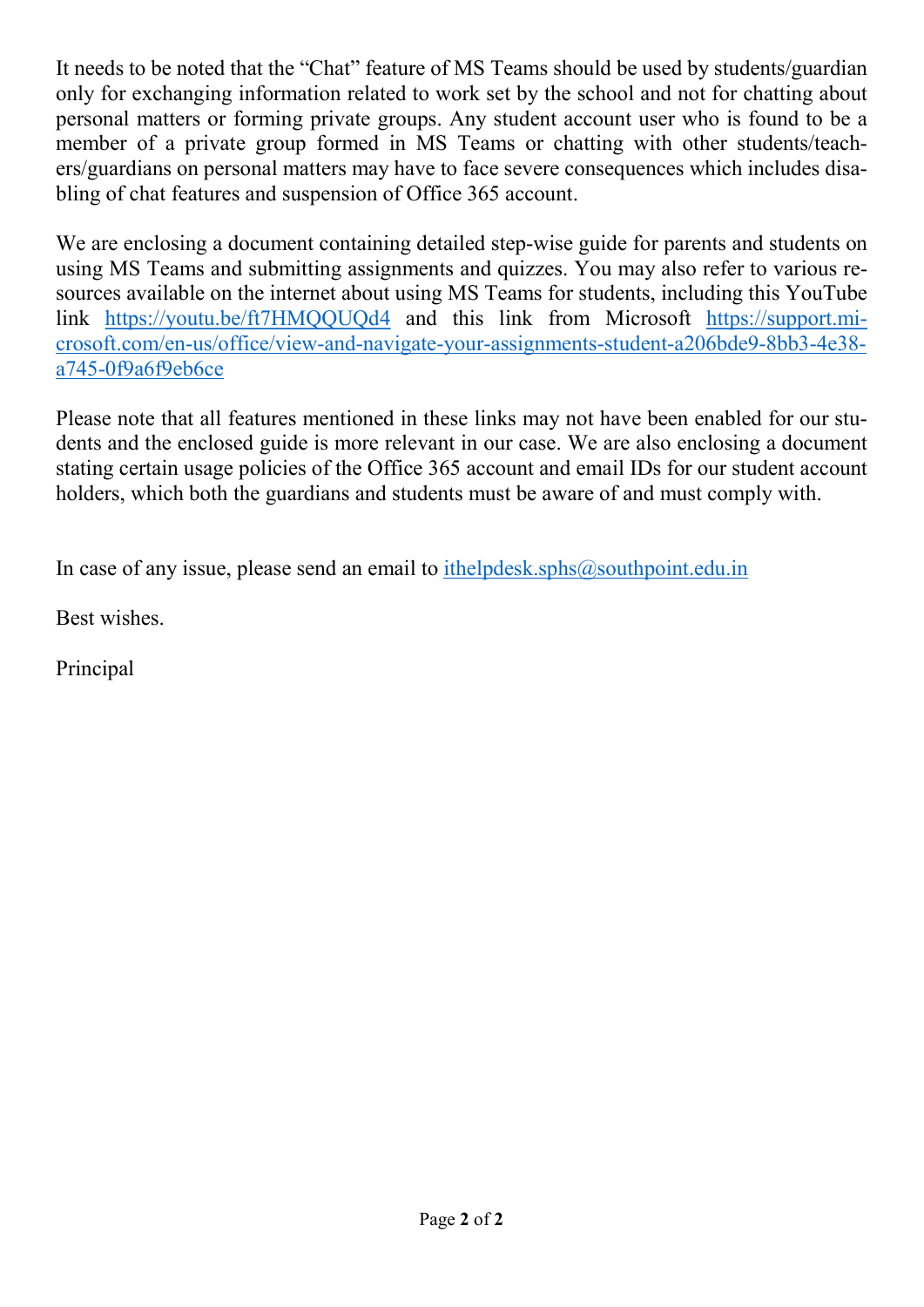It needs to be noted that the "Chat" feature of MS Teams should be used by students/guardian only for exchanging information related to work set by the school and not for chatting about personal matters or forming private groups. Any student account user who is found to be a member of a private group formed in MS Teams or chatting with other students/teachers/guardians on personal matters may have to face severe consequences which includes disabling of chat features and suspension of Office 365 account.

We are enclosing a document containing detailed step-wise guide for parents and students on using MS Teams and submitting assignments and quizzes. You may also refer to various resources available on the internet about using MS Teams for students, including this YouTube link https://youtu.be/ft7HMQQUQd4 and this link from Microsoft https://support.microsoft.com/en-us/office/view-and-navigate-your-assignments-student-a206bde9-8bb3-4e38-a745-0f9a6f9eb6ce

Please note that all features mentioned in these links may not have been enabled for our students and the enclosed guide is more relevant in our case. We are also enclosing a document stating certain usage policies of the Office 365 account and email IDs for our student account holders, which both the guardians and students must be aware of and must comply with.

In case of any issue, please send an email to ithelpdesk.sphs@southpoint.edu.in

Best wishes.

Principal